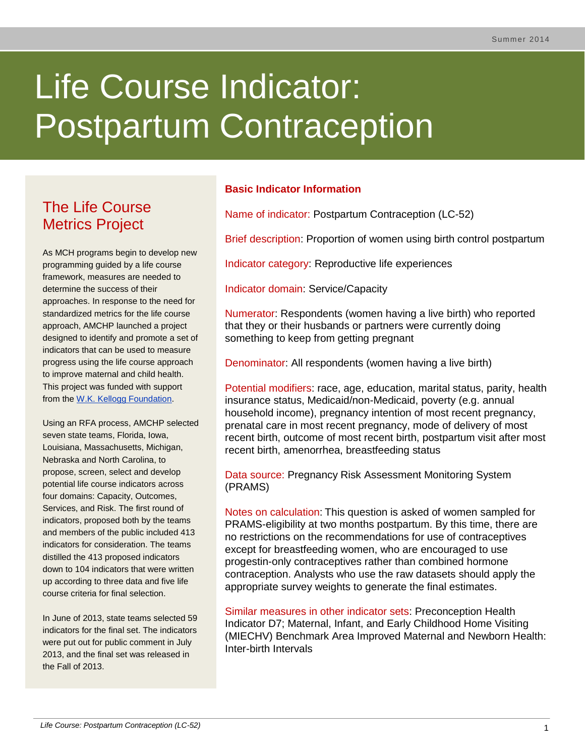# Life Course Indicator: Postpartum Contraception

## The Life Course Metrics Project

As MCH programs begin to develop new programming guided by a life course framework, measures are needed to determine the success of their approaches. In response to the need for standardized metrics for the life course approach, AMCHP launched a project designed to identify and promote a set of indicators that can be used to measure progress using the life course approach to improve maternal and child health. This project was funded with support from the [W.K. Kellogg Foundation](#).

Using an RFA process, AMCHP selected seven state teams, Florida, Iowa, Louisiana, Massachusetts, Michigan, Nebraska and North Carolina, to propose, screen, select and develop potential life course indicators across four domains: Capacity, Outcomes, Services, and Risk. The first round of indicators, proposed both by the teams and members of the public included 413 indicators for consideration. The teams distilled the 413 proposed indicators down to 104 indicators that were written up according to three data and five life course criteria for final selection.

In June of 2013, state teams selected 59 indicators for the final set. The indicators were put out for public comment in July 2013, and the final set was released in the Fall of 2013.

## Basic Indicator Information

**Name of indicator:** Postpartum Contraception (LC-52)

**Brief description:** Proportion of women using birth control postpartum

**Indicator category:** Reproductive life experiences

**Indicator domain:** Service/Capacity

**Numerator:** Respondents (women having a live birth) who reported that they or their husbands or partners were currently doing something to keep from getting pregnant

**Denominator:** All respondents (women having a live birth)

**Potential modifiers:** race, age, education, marital status, parity, health insurance status, Medicaid/non-Medicaid, poverty (e.g. annual household income), pregnancy intention of most recent pregnancy, prenatal care in most recent pregnancy, mode of delivery of most recent birth, outcome of most recent birth, postpartum visit after most recent birth, amenorrhea, breastfeeding status

**Data source:** Pregnancy Risk Assessment Monitoring System (PRAMS)

**Notes on calculation:** This question is asked of women sampled for PRAMS-eligibility at two months postpartum. By this time, there are no restrictions on the recommendations for use of contraceptives except for breastfeeding women, who are encouraged to use progestin-only contraceptives rather than combined hormone contraception. Analysts who use the raw datasets should apply the appropriate survey weights to generate the final estimates.

**Similar measures in other indicator sets:** Preconception Health Indicator D7; Maternal, Infant, and Early Childhood Home Visiting (MIECHV) Benchmark Area Improved Maternal and Newborn Health: Inter-birth Intervals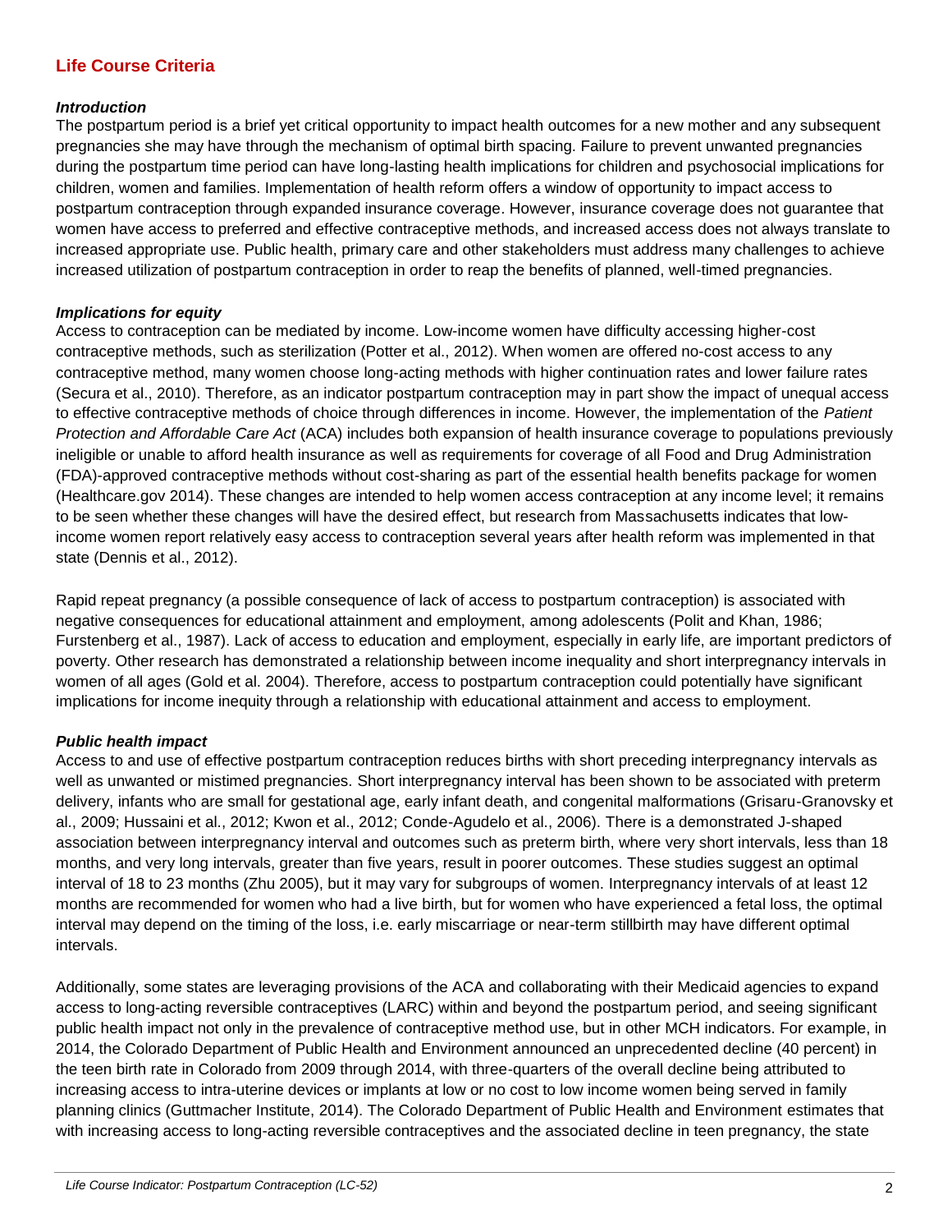## Life Course Criteria

### *Introduction*

The postpartum period is a brief yet critical opportunity to impact health outcomes for a new mother and any subsequent pregnancies she may have through the mechanism of optimal birth spacing. Failure to prevent unwanted pregnancies during the postpartum time period can have long-lasting health implications for children and psychosocial implications for children, women and families. Implementation of health reform offers a window of opportunity to impact access to postpartum contraception through expanded insurance coverage. However, insurance coverage does not guarantee that women have access to preferred and effective contraceptive methods, and increased access does not always translate to increased appropriate use. Public health, primary care and other stakeholders must address many challenges to achieve increased utilization of postpartum contraception in order to reap the benefits of planned, well-timed pregnancies.

### *Implications for equity*

Access to contraception can be mediated by income. Low-income women have difficulty accessing higher-cost contraceptive methods, such as sterilization (Potter et al., 2012). When women are offered no-cost access to any contraceptive method, many women choose long-acting methods with higher continuation rates and lower failure rates (Secura et al., 2010). Therefore, as an indicator postpartum contraception may in part show the impact of unequal access to effective contraceptive methods of choice through differences in income. However, the implementation of the *Patient Protection and Affordable Care Act* (ACA) includes both expansion of health insurance coverage to populations previously ineligible or unable to afford health insurance as well as requirements for coverage of all Food and Drug Administration (FDA)-approved contraceptive methods without cost-sharing as part of the essential health benefits package for women (Healthcare.gov 2014). These changes are intended to help women access contraception at any income level; it remains to be seen whether these changes will have the desired effect, but research from Massachusetts indicates that low-income women report relatively easy access to contraception several years after health reform was implemented in that state (Dennis et al., 2012).

Rapid repeat pregnancy (a possible consequence of lack of access to postpartum contraception) is associated with negative consequences for educational attainment and employment, among adolescents (Polit and Khan, 1986; Furstenberg et al., 1987). Lack of access to education and employment, especially in early life, are important predictors of poverty. Other research has demonstrated a relationship between income inequality and short interpregnancy intervals in women of all ages (Gold et al. 2004). Therefore, access to postpartum contraception could potentially have significant implications for income inequity through a relationship with educational attainment and access to employment.

### *Public health impact*

Access to and use of effective postpartum contraception reduces births with short preceding interpregnancy intervals as well as unwanted or mistimed pregnancies. Short interpregnancy interval has been shown to be associated with preterm delivery, infants who are small for gestational age, early infant death, and congenital malformations (Grisaru-Granovsky et al., 2009; Hussaini et al., 2012; Kwon et al., 2012; Conde-Agudelo et al., 2006). There is a demonstrated J-shaped association between interpregnancy interval and outcomes such as preterm birth, where very short intervals, less than 18 months, and very long intervals, greater than five years, result in poorer outcomes. These studies suggest an optimal interval of 18 to 23 months (Zhu 2005), but it may vary for subgroups of women. Interpregnancy intervals of at least 12 months are recommended for women who had a live birth, but for women who have experienced a fetal loss, the optimal interval may depend on the timing of the loss, i.e. early miscarriage or near-term stillbirth may have different optimal intervals.

Additionally, some states are leveraging provisions of the ACA and collaborating with their Medicaid agencies to expand access to long-acting reversible contraceptives (LARC) within and beyond the postpartum period, and seeing significant public health impact not only in the prevalence of contraceptive method use, but in other MCH indicators. For example, in 2014, the Colorado Department of Public Health and Environment announced an unprecedented decline (40 percent) in the teen birth rate in Colorado from 2009 through 2014, with three-quarters of the overall decline being attributed to increasing access to intra-uterine devices or implants at low or no cost to low income women being served in family planning clinics (Guttmacher Institute, 2014). The Colorado Department of Public Health and Environment estimates that with increasing access to long-acting reversible contraceptives and the associated decline in teen pregnancy, the state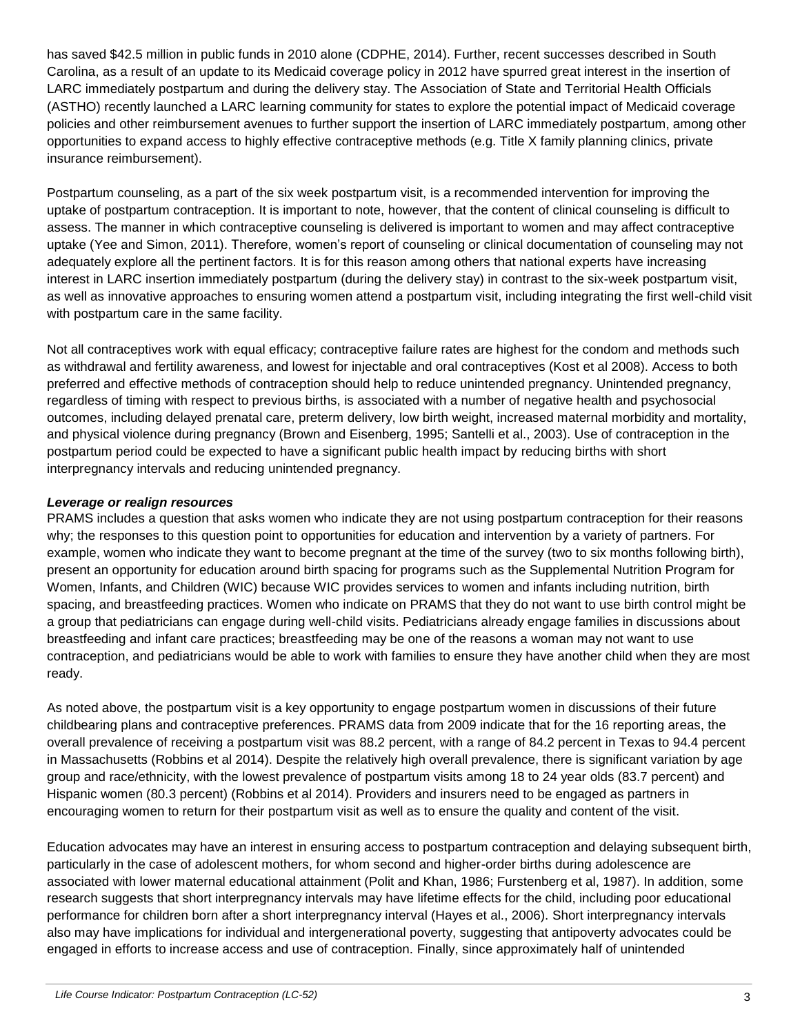has saved $42.5 million in public funds in 2010 alone (CDPHE, 2014). Further, recent successes described in South Carolina, as a result of an update to its Medicaid coverage policy in 2012 have spurred great interest in the insertion of LARC immediately postpartum and during the delivery stay. The Association of State and Territorial Health Officials (ASTHO) recently launched a LARC learning community for states to explore the potential impact of Medicaid coverage policies and other reimbursement avenues to further support the insertion of LARC immediately postpartum, among other opportunities to expand access to highly effective contraceptive methods (e.g. Title X family planning clinics, private insurance reimbursement).

Postpartum counseling, as a part of the six week postpartum visit, is a recommended intervention for improving the uptake of postpartum contraception. It is important to note, however, that the content of clinical counseling is difficult to assess. The manner in which contraceptive counseling is delivered is important to women and may affect contraceptive uptake (Yee and Simon, 2011). Therefore, women's report of counseling or clinical documentation of counseling may not adequately explore all the pertinent factors. It is for this reason among others that national experts have increasing interest in LARC insertion immediately postpartum (during the delivery stay) in contrast to the six-week postpartum visit, as well as innovative approaches to ensuring women attend a postpartum visit, including integrating the first well-child visit with postpartum care in the same facility.

Not all contraceptives work with equal efficacy; contraceptive failure rates are highest for the condom and methods such as withdrawal and fertility awareness, and lowest for injectable and oral contraceptives (Kost et al 2008). Access to both preferred and effective methods of contraception should help to reduce unintended pregnancy. Unintended pregnancy, regardless of timing with respect to previous births, is associated with a number of negative health and psychosocial outcomes, including delayed prenatal care, preterm delivery, low birth weight, increased maternal morbidity and mortality, and physical violence during pregnancy (Brown and Eisenberg, 1995; Santelli et al., 2003). Use of contraception in the postpartum period could be expected to have a significant public health impact by reducing births with short interpregnancy intervals and reducing unintended pregnancy.

***Leverage or realign resources***

PRAMS includes a question that asks women who indicate they are not using postpartum contraception for their reasons why; the responses to this question point to opportunities for education and intervention by a variety of partners. For example, women who indicate they want to become pregnant at the time of the survey (two to six months following birth), present an opportunity for education around birth spacing for programs such as the Supplemental Nutrition Program for Women, Infants, and Children (WIC) because WIC provides services to women and infants including nutrition, birth spacing, and breastfeeding practices. Women who indicate on PRAMS that they do not want to use birth control might be a group that pediatricians can engage during well-child visits. Pediatricians already engage families in discussions about breastfeeding and infant care practices; breastfeeding may be one of the reasons a woman may not want to use contraception, and pediatricians would be able to work with families to ensure they have another child when they are most ready.

As noted above, the postpartum visit is a key opportunity to engage postpartum women in discussions of their future childbearing plans and contraceptive preferences. PRAMS data from 2009 indicate that for the 16 reporting areas, the overall prevalence of receiving a postpartum visit was 88.2 percent, with a range of 84.2 percent in Texas to 94.4 percent in Massachusetts (Robbins et al 2014). Despite the relatively high overall prevalence, there is significant variation by age group and race/ethnicity, with the lowest prevalence of postpartum visits among 18 to 24 year olds (83.7 percent) and Hispanic women (80.3 percent) (Robbins et al 2014). Providers and insurers need to be engaged as partners in encouraging women to return for their postpartum visit as well as to ensure the quality and content of the visit.

Education advocates may have an interest in ensuring access to postpartum contraception and delaying subsequent birth, particularly in the case of adolescent mothers, for whom second and higher-order births during adolescence are associated with lower maternal educational attainment (Polit and Khan, 1986; Furstenberg et al, 1987). In addition, some research suggests that short interpregnancy intervals may have lifetime effects for the child, including poor educational performance for children born after a short interpregnancy interval (Hayes et al., 2006). Short interpregnancy intervals also may have implications for individual and intergenerational poverty, suggesting that antipoverty advocates could be engaged in efforts to increase access and use of contraception. Finally, since approximately half of unintended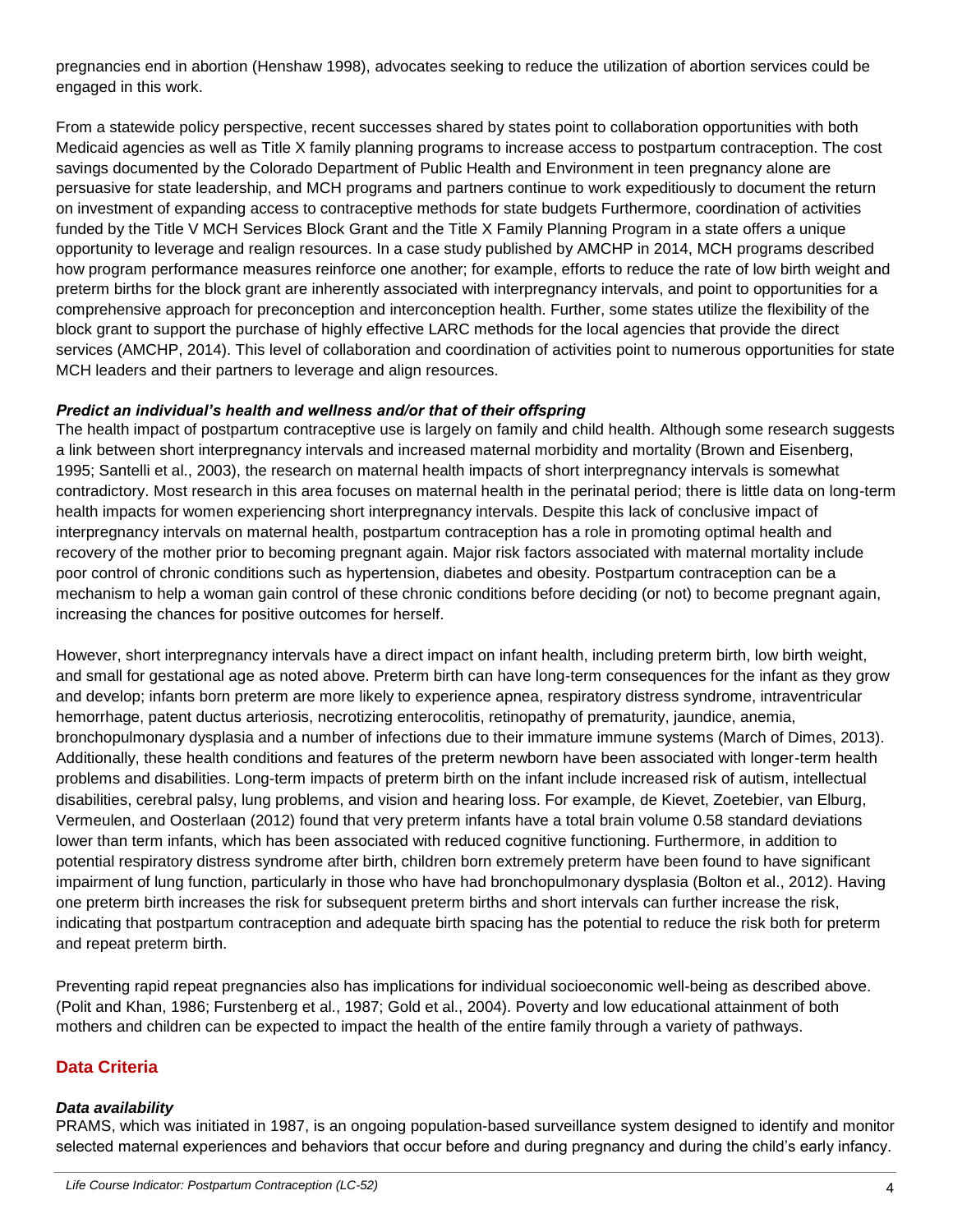pregnancies end in abortion (Henshaw 1998), advocates seeking to reduce the utilization of abortion services could be engaged in this work.

From a statewide policy perspective, recent successes shared by states point to collaboration opportunities with both Medicaid agencies as well as Title X family planning programs to increase access to postpartum contraception. The cost savings documented by the Colorado Department of Public Health and Environment in teen pregnancy alone are persuasive for state leadership, and MCH programs and partners continue to work expeditiously to document the return on investment of expanding access to contraceptive methods for state budgets Furthermore, coordination of activities funded by the Title V MCH Services Block Grant and the Title X Family Planning Program in a state offers a unique opportunity to leverage and realign resources. In a case study published by AMCHP in 2014, MCH programs described how program performance measures reinforce one another; for example, efforts to reduce the rate of low birth weight and preterm births for the block grant are inherently associated with interpregnancy intervals, and point to opportunities for a comprehensive approach for preconception and interconception health. Further, some states utilize the flexibility of the block grant to support the purchase of highly effective LARC methods for the local agencies that provide the direct services (AMCHP, 2014). This level of collaboration and coordination of activities point to numerous opportunities for state MCH leaders and their partners to leverage and align resources.

### *Predict an individual's health and wellness and/or that of their offspring*

The health impact of postpartum contraceptive use is largely on family and child health. Although some research suggests a link between short interpregnancy intervals and increased maternal morbidity and mortality (Brown and Eisenberg, 1995; Santelli et al., 2003), the research on maternal health impacts of short interpregnancy intervals is somewhat contradictory. Most research in this area focuses on maternal health in the perinatal period; there is little data on long-term health impacts for women experiencing short interpregnancy intervals. Despite this lack of conclusive impact of interpregnancy intervals on maternal health, postpartum contraception has a role in promoting optimal health and recovery of the mother prior to becoming pregnant again. Major risk factors associated with maternal mortality include poor control of chronic conditions such as hypertension, diabetes and obesity. Postpartum contraception can be a mechanism to help a woman gain control of these chronic conditions before deciding (or not) to become pregnant again, increasing the chances for positive outcomes for herself.

However, short interpregnancy intervals have a direct impact on infant health, including preterm birth, low birth weight, and small for gestational age as noted above. Preterm birth can have long-term consequences for the infant as they grow and develop; infants born preterm are more likely to experience apnea, respiratory distress syndrome, intraventricular hemorrhage, patent ductus arteriosis, necrotizing enterocolitis, retinopathy of prematurity, jaundice, anemia, bronchopulmonary dysplasia and a number of infections due to their immature immune systems (March of Dimes, 2013). Additionally, these health conditions and features of the preterm newborn have been associated with longer-term health problems and disabilities. Long-term impacts of preterm birth on the infant include increased risk of autism, intellectual disabilities, cerebral palsy, lung problems, and vision and hearing loss. For example, de Kievet, Zoetebier, van Elburg, Vermeulen, and Oosterlaan (2012) found that very preterm infants have a total brain volume 0.58 standard deviations lower than term infants, which has been associated with reduced cognitive functioning. Furthermore, in addition to potential respiratory distress syndrome after birth, children born extremely preterm have been found to have significant impairment of lung function, particularly in those who have had bronchopulmonary dysplasia (Bolton et al., 2012). Having one preterm birth increases the risk for subsequent preterm births and short intervals can further increase the risk, indicating that postpartum contraception and adequate birth spacing has the potential to reduce the risk both for preterm and repeat preterm birth.

Preventing rapid repeat pregnancies also has implications for individual socioeconomic well-being as described above. (Polit and Khan, 1986; Furstenberg et al., 1987; Gold et al., 2004). Poverty and low educational attainment of both mothers and children can be expected to impact the health of the entire family through a variety of pathways.

## Data Criteria

### *Data availability*

PRAMS, which was initiated in 1987, is an ongoing population-based surveillance system designed to identify and monitor selected maternal experiences and behaviors that occur before and during pregnancy and during the child's early infancy.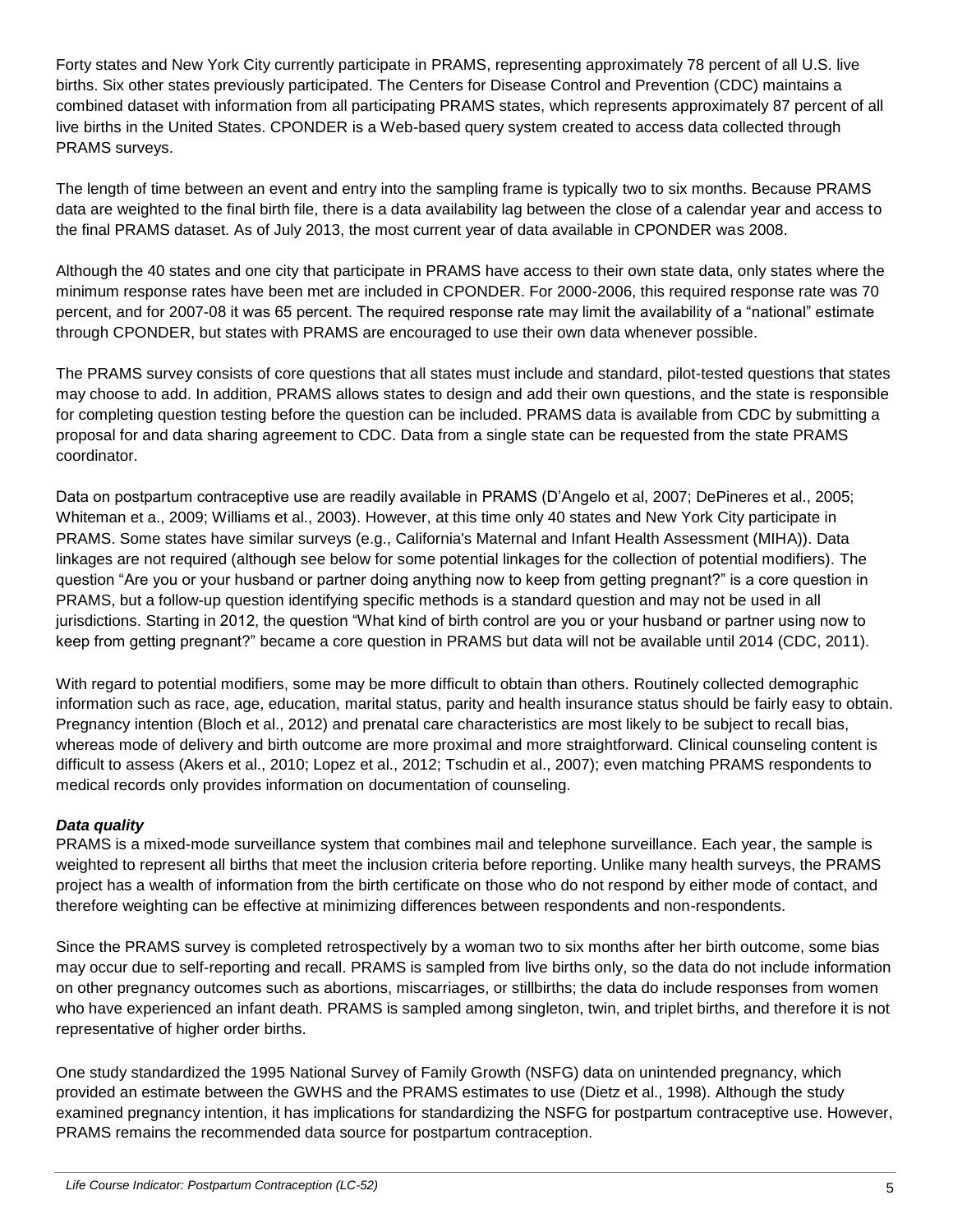Forty states and New York City currently participate in PRAMS, representing approximately 78 percent of all U.S. live births. Six other states previously participated. The Centers for Disease Control and Prevention (CDC) maintains a combined dataset with information from all participating PRAMS states, which represents approximately 87 percent of all live births in the United States. CPONDER is a Web-based query system created to access data collected through PRAMS surveys.

The length of time between an event and entry into the sampling frame is typically two to six months. Because PRAMS data are weighted to the final birth file, there is a data availability lag between the close of a calendar year and access to the final PRAMS dataset. As of July 2013, the most current year of data available in CPONDER was 2008.

Although the 40 states and one city that participate in PRAMS have access to their own state data, only states where the minimum response rates have been met are included in CPONDER. For 2000-2006, this required response rate was 70 percent, and for 2007-08 it was 65 percent. The required response rate may limit the availability of a "national" estimate through CPONDER, but states with PRAMS are encouraged to use their own data whenever possible.

The PRAMS survey consists of core questions that all states must include and standard, pilot-tested questions that states may choose to add. In addition, PRAMS allows states to design and add their own questions, and the state is responsible for completing question testing before the question can be included. PRAMS data is available from CDC by submitting a proposal for and data sharing agreement to CDC. Data from a single state can be requested from the state PRAMS coordinator.

Data on postpartum contraceptive use are readily available in PRAMS (D'Angelo et al, 2007; DePineres et al., 2005; Whiteman et a., 2009; Williams et al., 2003). However, at this time only 40 states and New York City participate in PRAMS. Some states have similar surveys (e.g., California's Maternal and Infant Health Assessment (MIHA)). Data linkages are not required (although see below for some potential linkages for the collection of potential modifiers). The question "Are you or your husband or partner doing anything now to keep from getting pregnant?" is a core question in PRAMS, but a follow-up question identifying specific methods is a standard question and may not be used in all jurisdictions. Starting in 2012, the question "What kind of birth control are you or your husband or partner using now to keep from getting pregnant?" became a core question in PRAMS but data will not be available until 2014 (CDC, 2011).

With regard to potential modifiers, some may be more difficult to obtain than others. Routinely collected demographic information such as race, age, education, marital status, parity and health insurance status should be fairly easy to obtain. Pregnancy intention (Bloch et al., 2012) and prenatal care characteristics are most likely to be subject to recall bias, whereas mode of delivery and birth outcome are more proximal and more straightforward. Clinical counseling content is difficult to assess (Akers et al., 2010; Lopez et al., 2012; Tschudin et al., 2007); even matching PRAMS respondents to medical records only provides information on documentation of counseling.

***Data quality***

PRAMS is a mixed-mode surveillance system that combines mail and telephone surveillance. Each year, the sample is weighted to represent all births that meet the inclusion criteria before reporting. Unlike many health surveys, the PRAMS project has a wealth of information from the birth certificate on those who do not respond by either mode of contact, and therefore weighting can be effective at minimizing differences between respondents and non-respondents.

Since the PRAMS survey is completed retrospectively by a woman two to six months after her birth outcome, some bias may occur due to self-reporting and recall. PRAMS is sampled from live births only, so the data do not include information on other pregnancy outcomes such as abortions, miscarriages, or stillbirths; the data do include responses from women who have experienced an infant death. PRAMS is sampled among singleton, twin, and triplet births, and therefore it is not representative of higher order births.

One study standardized the 1995 National Survey of Family Growth (NSFG) data on unintended pregnancy, which provided an estimate between the GWHS and the PRAMS estimates to use (Dietz et al., 1998). Although the study examined pregnancy intention, it has implications for standardizing the NSFG for postpartum contraceptive use. However, PRAMS remains the recommended data source for postpartum contraception.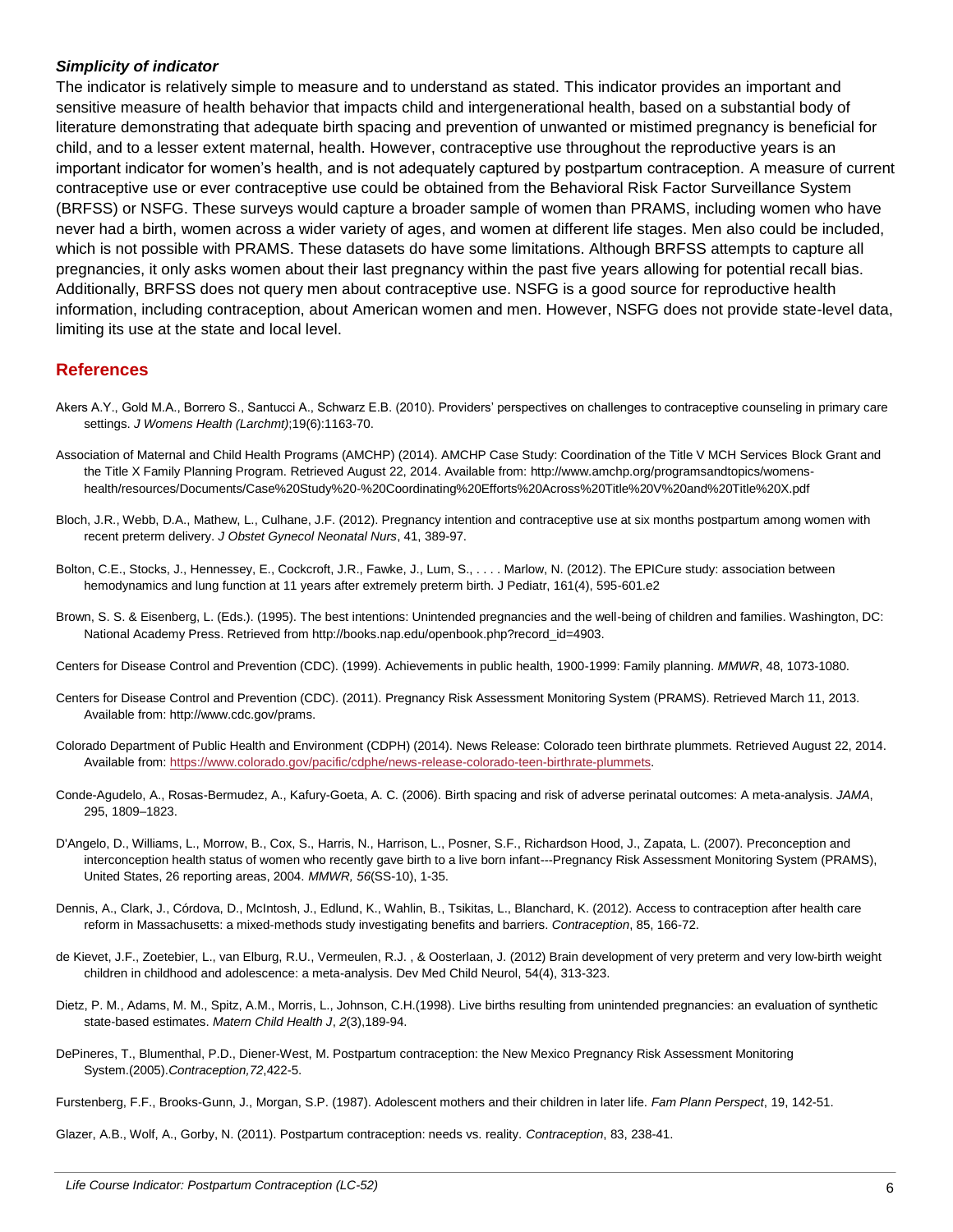### *Simplicity of indicator*

The indicator is relatively simple to measure and to understand as stated. This indicator provides an important and sensitive measure of health behavior that impacts child and intergenerational health, based on a substantial body of literature demonstrating that adequate birth spacing and prevention of unwanted or mistimed pregnancy is beneficial for child, and to a lesser extent maternal, health. However, contraceptive use throughout the reproductive years is an important indicator for women's health, and is not adequately captured by postpartum contraception. A measure of current contraceptive use or ever contraceptive use could be obtained from the Behavioral Risk Factor Surveillance System (BRFSS) or NSFG. These surveys would capture a broader sample of women than PRAMS, including women who have never had a birth, women across a wider variety of ages, and women at different life stages. Men also could be included, which is not possible with PRAMS. These datasets do have some limitations. Although BRFSS attempts to capture all pregnancies, it only asks women about their last pregnancy within the past five years allowing for potential recall bias. Additionally, BRFSS does not query men about contraceptive use. NSFG is a good source for reproductive health information, including contraception, about American women and men. However, NSFG does not provide state-level data, limiting its use at the state and local level.

## References

Akers A.Y., Gold M.A., Borrero S., Santucci A., Schwarz E.B. (2010). Providers' perspectives on challenges to contraceptive counseling in primary care settings. *J Womens Health (Larchmt)*;19(6):1163-70.

Association of Maternal and Child Health Programs (AMCHP) (2014). AMCHP Case Study: Coordination of the Title V MCH Services Block Grant and the Title X Family Planning Program. Retrieved August 22, 2014. Available from: http://www.amchp.org/programsandtopics/womens-health/resources/Documents/Case%20Study%20-%20Coordinating%20Efforts%20Across%20Title%20V%20and%20Title%20X.pdf

Bloch, J.R., Webb, D.A., Mathew, L., Culhane, J.F. (2012). Pregnancy intention and contraceptive use at six months postpartum among women with recent preterm delivery. *J Obstet Gynecol Neonatal Nurs*, 41, 389-97.

Bolton, C.E., Stocks, J., Hennessey, E., Cockcroft, J.R., Fawke, J., Lum, S., . . . . Marlow, N. (2012). The EPICure study: association between hemodynamics and lung function at 11 years after extremely preterm birth. J Pediatr, 161(4), 595-601.e2

Brown, S. S. & Eisenberg, L. (Eds.). (1995). The best intentions: Unintended pregnancies and the well-being of children and families. Washington, DC: National Academy Press. Retrieved from http://books.nap.edu/openbook.php?record_id=4903.

Centers for Disease Control and Prevention (CDC). (1999). Achievements in public health, 1900-1999: Family planning. *MMWR*, 48, 1073-1080.

Centers for Disease Control and Prevention (CDC). (2011). Pregnancy Risk Assessment Monitoring System (PRAMS). Retrieved March 11, 2013. Available from: http://www.cdc.gov/prams.

Colorado Department of Public Health and Environment (CDPH) (2014). News Release: Colorado teen birthrate plummets. Retrieved August 22, 2014. Available from: https://www.colorado.gov/pacific/cdphe/news-release-colorado-teen-birthrate-plummets.

Conde-Agudelo, A., Rosas-Bermudez, A., Kafury-Goeta, A. C. (2006). Birth spacing and risk of adverse perinatal outcomes: A meta-analysis. *JAMA*, 295, 1809–1823.

D'Angelo, D., Williams, L., Morrow, B., Cox, S., Harris, N., Harrison, L., Posner, S.F., Richardson Hood, J., Zapata, L. (2007). Preconception and interconception health status of women who recently gave birth to a live born infant---Pregnancy Risk Assessment Monitoring System (PRAMS), United States, 26 reporting areas, 2004. *MMWR, 56*(SS-10), 1-35.

Dennis, A., Clark, J., Córdova, D., McIntosh, J., Edlund, K., Wahlin, B., Tsikitas, L., Blanchard, K. (2012). Access to contraception after health care reform in Massachusetts: a mixed-methods study investigating benefits and barriers. *Contraception*, 85, 166-72.

de Kievet, J.F., Zoetebier, L., van Elburg, R.U., Vermeulen, R.J. , & Oosterlaan, J. (2012) Brain development of very preterm and very low-birth weight children in childhood and adolescence: a meta-analysis. Dev Med Child Neurol, 54(4), 313-323.

Dietz, P. M., Adams, M. M., Spitz, A.M., Morris, L., Johnson, C.H.(1998). Live births resulting from unintended pregnancies: an evaluation of synthetic state-based estimates. *Matern Child Health J*, *2*(3),189-94.

DePineres, T., Blumenthal, P.D., Diener-West, M. Postpartum contraception: the New Mexico Pregnancy Risk Assessment Monitoring System.(2005).*Contraception,72*,422-5.

Furstenberg, F.F., Brooks-Gunn, J., Morgan, S.P. (1987). Adolescent mothers and their children in later life. *Fam Plann Perspect*, 19, 142-51.

Glazer, A.B., Wolf, A., Gorby, N. (2011). Postpartum contraception: needs vs. reality. *Contraception*, 83, 238-41.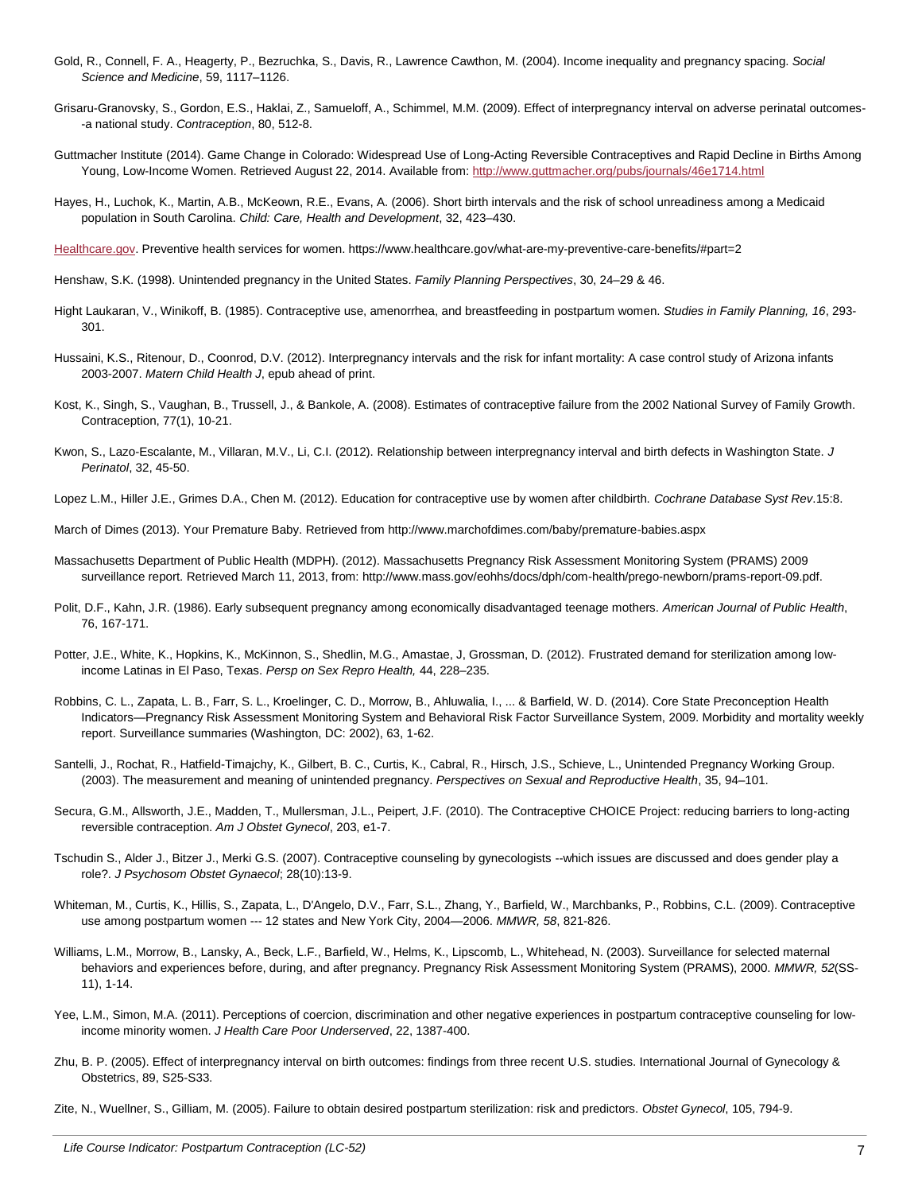Gold, R., Connell, F. A., Heagerty, P., Bezruchka, S., Davis, R., Lawrence Cawthon, M. (2004). Income inequality and pregnancy spacing. *Social Science and Medicine*, 59, 1117–1126.

Grisaru-Granovsky, S., Gordon, E.S., Haklai, Z., Samueloff, A., Schimmel, M.M. (2009). Effect of interpregnancy interval on adverse perinatal outcomes--a national study. *Contraception*, 80, 512-8.

Guttmacher Institute (2014). Game Change in Colorado: Widespread Use of Long-Acting Reversible Contraceptives and Rapid Decline in Births Among Young, Low-Income Women. Retrieved August 22, 2014. Available from: http://www.guttmacher.org/pubs/journals/46e1714.html

Hayes, H., Luchok, K., Martin, A.B., McKeown, R.E., Evans, A. (2006). Short birth intervals and the risk of school unreadiness among a Medicaid population in South Carolina. *Child: Care, Health and Development*, 32, 423–430.

Healthcare.gov. Preventive health services for women. https://www.healthcare.gov/what-are-my-preventive-care-benefits/#part=2

Henshaw, S.K. (1998). Unintended pregnancy in the United States. *Family Planning Perspectives*, 30, 24–29 & 46.

Hight Laukaran, V., Winikoff, B. (1985). Contraceptive use, amenorrhea, and breastfeeding in postpartum women. *Studies in Family Planning, 16*, 293-301.

Hussaini, K.S., Ritenour, D., Coonrod, D.V. (2012). Interpregnancy intervals and the risk for infant mortality: A case control study of Arizona infants 2003-2007. *Matern Child Health J*, epub ahead of print.

Kost, K., Singh, S., Vaughan, B., Trussell, J., & Bankole, A. (2008). Estimates of contraceptive failure from the 2002 National Survey of Family Growth. Contraception, 77(1), 10-21.

Kwon, S., Lazo-Escalante, M., Villaran, M.V., Li, C.I. (2012). Relationship between interpregnancy interval and birth defects in Washington State. *J Perinatol*, 32, 45-50.

Lopez L.M., Hiller J.E., Grimes D.A., Chen M. (2012). Education for contraceptive use by women after childbirth. *Cochrane Database Syst Rev*.15:8.

March of Dimes (2013). Your Premature Baby. Retrieved from http://www.marchofdimes.com/baby/premature-babies.aspx

Massachusetts Department of Public Health (MDPH). (2012). Massachusetts Pregnancy Risk Assessment Monitoring System (PRAMS) 2009 surveillance report. Retrieved March 11, 2013, from: http://www.mass.gov/eohhs/docs/dph/com-health/prego-newborn/prams-report-09.pdf.

Polit, D.F., Kahn, J.R. (1986). Early subsequent pregnancy among economically disadvantaged teenage mothers. *American Journal of Public Health*, 76, 167-171.

Potter, J.E., White, K., Hopkins, K., McKinnon, S., Shedlin, M.G., Amastae, J, Grossman, D. (2012). Frustrated demand for sterilization among low-income Latinas in El Paso, Texas. *Persp on Sex Repro Health,* 44, 228–235.

Robbins, C. L., Zapata, L. B., Farr, S. L., Kroelinger, C. D., Morrow, B., Ahluwalia, I., ... & Barfield, W. D. (2014). Core State Preconception Health Indicators—Pregnancy Risk Assessment Monitoring System and Behavioral Risk Factor Surveillance System, 2009. Morbidity and mortality weekly report. Surveillance summaries (Washington, DC: 2002), 63, 1-62.

Santelli, J., Rochat, R., Hatfield-Timajchy, K., Gilbert, B. C., Curtis, K., Cabral, R., Hirsch, J.S., Schieve, L., Unintended Pregnancy Working Group. (2003). The measurement and meaning of unintended pregnancy. *Perspectives on Sexual and Reproductive Health*, 35, 94–101.

Secura, G.M., Allsworth, J.E., Madden, T., Mullersman, J.L., Peipert, J.F. (2010). The Contraceptive CHOICE Project: reducing barriers to long-acting reversible contraception. *Am J Obstet Gynecol*, 203, e1-7.

Tschudin S., Alder J., Bitzer J., Merki G.S. (2007). Contraceptive counseling by gynecologists --which issues are discussed and does gender play a role?. *J Psychosom Obstet Gynaecol*; 28(10):13-9.

Whiteman, M., Curtis, K., Hillis, S., Zapata, L., D'Angelo, D.V., Farr, S.L., Zhang, Y., Barfield, W., Marchbanks, P., Robbins, C.L. (2009). Contraceptive use among postpartum women --- 12 states and New York City, 2004—2006. *MMWR, 58*, 821-826.

Williams, L.M., Morrow, B., Lansky, A., Beck, L.F., Barfield, W., Helms, K., Lipscomb, L., Whitehead, N. (2003). Surveillance for selected maternal behaviors and experiences before, during, and after pregnancy. Pregnancy Risk Assessment Monitoring System (PRAMS), 2000. *MMWR, 52*(SS-11), 1-14.

Yee, L.M., Simon, M.A. (2011). Perceptions of coercion, discrimination and other negative experiences in postpartum contraceptive counseling for low-income minority women. *J Health Care Poor Underserved*, 22, 1387-400.

Zhu, B. P. (2005). Effect of interpregnancy interval on birth outcomes: findings from three recent U.S. studies. International Journal of Gynecology & Obstetrics, 89, S25-S33.

Zite, N., Wuellner, S., Gilliam, M. (2005). Failure to obtain desired postpartum sterilization: risk and predictors. *Obstet Gynecol*, 105, 794-9.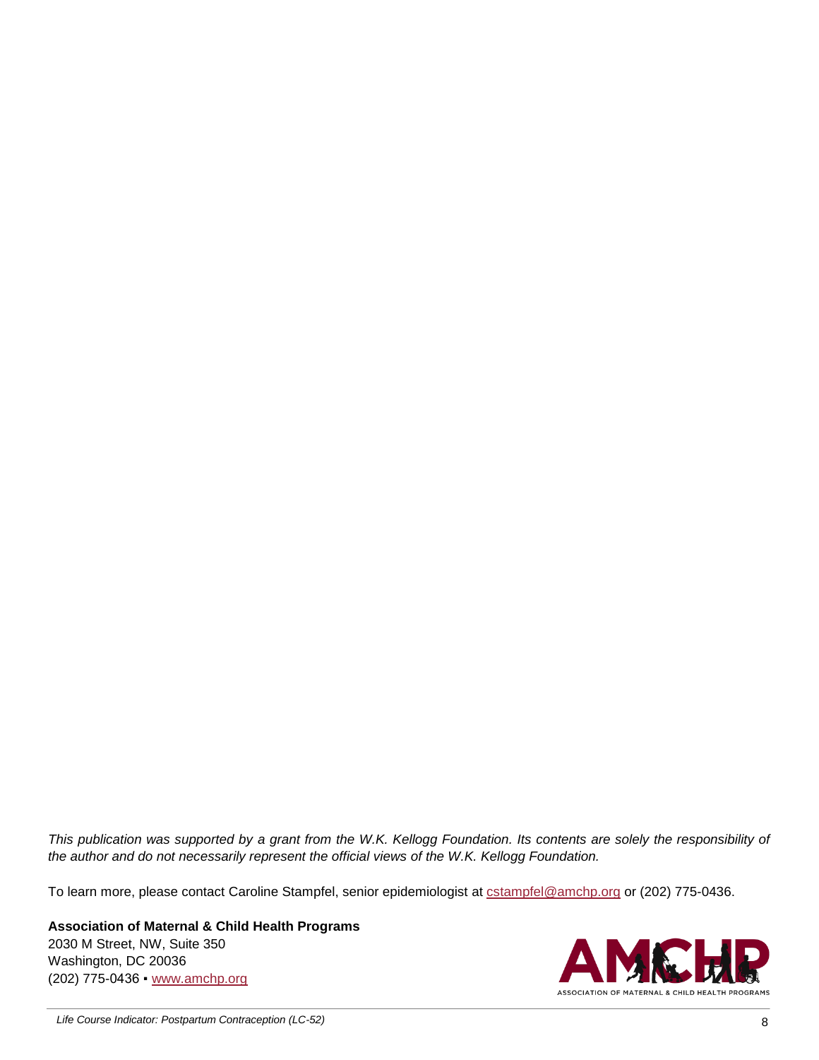*This publication was supported by a grant from the W.K. Kellogg Foundation. Its contents are solely the responsibility of the author and do not necessarily represent the official views of the W.K. Kellogg Foundation.*

To learn more, please contact Caroline Stampfel, senior epidemiologist at cstampfel@amchp.org or (202) 775-0436.

**Association of Maternal & Child Health Programs**
2030 M Street, NW, Suite 350
Washington, DC 20036
(202) 775-0436 ▪ www.amchp.org